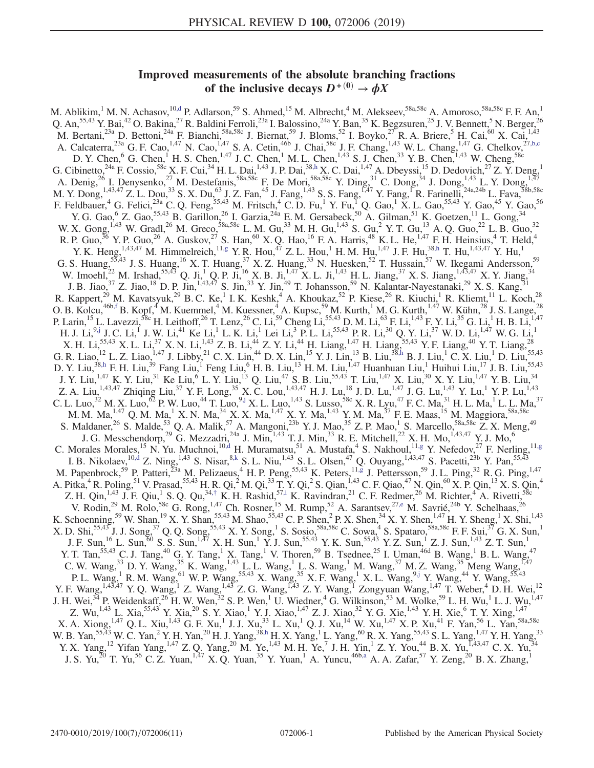# Improved measurements of the absolute branching fractions of the inclusive decays $D^{+(0)} \to \phi X$

M. Ablikim,[1] M. N. Achasov,[10,d] P. Adlarson,[59] S. Ahmed,[15] M. Albrecht,[4] M. Alekseev,[58a,58c] A. Amoroso,[58a,58c] F. F. An,[1] Q. An,[55,43] Y. Bai,[42] O. Bakina,[27] R. Baldini Ferroli,[23a] I. Balossino,[24a] Y. Ban,[35] K. Begzsuren,[25] J. V. Bennett,[5] N. Berger,[26] M. Bertani,[23a] D. Bettoni,[24a] F. Bianchi,[58a,58c] J. Biernat,[59] J. Bloms,[52] I. Boyko,[27] R. A. Briere,[5] H. Cai,[60] X. Cai,[1,43] A. Calcaterra,[23a] G. F. Cao,[1,47] N. Cao,[1,47] S. A. Cetin,[46b] J. Chai,[58c] J. F. Chang,[1,43] W. L. Chang,[1,47] G. Chelkov,[27,b,c] D. Y. Chen,[6] G. Chen,[1] H. S. Chen,[1,47] J. C. Chen,[1] M. L. Chen,[1,43] S. J. Chen,[33] Y. B. Chen,[1,43] W. Cheng,[58c] G. Cibinetto,[24a] F. Cossio,[58c] X. F. Cui,[34] H. L. Dai,[1,43] J. P. Dai,[38,h] X. C. Dai,[1,47] A. Dbeyssi,[15] D. Dedovich,[27] Z. Y. Deng,[1] A. Denig,[26] I. Denysenko,[27] M. Destefanis,[58a,58c] F. De Mori,[58a,58c] Y. Ding,[31] C. Dong,[34] J. Dong,[1,43] L. Y. Dong,[1,47] M. Y. Dong,[1,43,47] Z. L. Dou,[33] S. X. Du,[63] J. Z. Fan,[45] J. Fang,[1,43] S. S. Fang,[1,47] Y. Fang,[1] R. Farinelli,[24a,24b] L. Fava,[58b,58c] F. Feldbauer,[4] G. Felici,[23a] C. Q. Feng,[55,43] M. Fritsch,[4] C. D. Fu,[1] Y. Fu,[1] Q. Gao,[1] X. L. Gao,[55,43] Y. Gao,[45] Y. Gao,[56] Y. G. Gao,[6] Z. Gao,[55,43] B. Garillon,[26] I. Garzia,[24a] E. M. Gersabeck,[50] A. Gilman,[51] K. Goetzen,[11] L. Gong,[34] W. X. Gong,[1,43] W. Gradl,[26] M. Greco,[58a,58c] L. M. Gu,[33] M. H. Gu,[1,43] S. Gu,[2] Y. T. Gu,[13] A. Q. Guo,[22] L. B. Guo,[32] R. P. Guo,[36] Y. P. Guo,[26] A. Guskov,[27] S. Han,[60] X. Q. Hao,[16] F. A. Harris,[48] K. L. He,[1,47] F. H. Heinsius,[4] T. Held,[4] Y. K. Heng,[1,43,47] M. Himmelreich,[11,g] Y. R. Hou,[47] Z. L. Hou,[1] H. M. Hu,[1,47] J. F. Hu,[38,h] T. Hu,[1,43,47] Y. Hu,[1] G. S. Huang,[55,43] J. S. Huang,[16] X. T. Huang,[37] X. Z. Huang,[33] N. Huesken,[52] T. Hussain,[57] W. Ikegami Andersson,[59] W. Imoehl,[22] M. Irshad,[55,43] Q. Ji,[1] Q. P. Ji,[16] X. B. Ji,[1,47] X. L. Ji,[1,43] H. L. Jiang,[37] X. S. Jiang,[1,43,47] X. Y. Jiang,[34] J. B. Jiao,[37] Z. Jiao,[18] D. P. Jin,[1,43,47] S. Jin,[33] Y. Jin,[49] T. Johansson,[59] N. Kalantar-Nayestanaki,[29] X. S. Kang,[31] R. Kappert,[29] M. Kavatsyuk,[29] B. C. Ke,[1] I. K. Keshk,[4] A. Khoukaz,[52] P. Kiese,[26] R. Kiuchi,[1] R. Kliemt,[11] L. Koch,[28] O. B. Kolcu,[46b,f] B. Kopf,[4] M. Kuemmel,[4] M. Kuessner,[4] A. Kupsc,[59] M. Kurth,[1] M. G. Kurth,[1,47] W. Kühn,[28] J. S. Lange,[28] P. Larin,[15] L. Lavezzi,[58c] H. Leithoff,[26] T. Lenz,[26] C. Li,[59] Cheng Li,[55,43] D. M. Li,[63] F. Li,[1,43] F. Y. Li,[35] G. Li,[1] H. B. Li,[1,47] H. J. Li,[9,j] J. C. Li,[1] J. W. Li,[41] Ke Li,[1] L. K. Li,[1] Lei Li,[3] P. L. Li,[55,43] P. R. Li,[30] Q. Y. Li,[37] W. D. Li,[1,47] W. G. Li,[1] X. H. Li,[55,43] X. L. Li,[37] X. N. Li,[1,43] Z. B. Li,[44] Z. Y. Li,[44] H. Liang,[1,47] H. Liang,[55,43] Y. F. Liang,[40] Y. T. Liang,[28] G. R. Liao,[12] L. Z. Liao,[1,47] J. Libby,[21] C. X. Lin,[44] D. X. Lin,[15] Y. J. Lin,[13] B. Liu,[38,h] B. J. Liu,[1] C. X. Liu,[1] D. Liu,[55,43] D. Y. Liu,[38,h] F. H. Liu,[39] Fang Liu,[1] Feng Liu,[6] H. B. Liu,[13] H. M. Liu,[1,47] Huanhuan Liu,[1] Huihui Liu,[17] J. B. Liu,[55,43] J. Y. Liu,[1,47] K. Y. Liu,[31] Ke Liu,[6] L. Y. Liu,[13] Q. Liu,[47] S. B. Liu,[55,43] T. Liu,[1,47] X. Liu,[30] X. Y. Liu,[1,47] Y. B. Liu,[34] Z. A. Liu,[1,43,47] Zhiqing Liu,[37] Y. F. Long,[35] X. C. Lou,[1,43,47] H. J. Lu,[18] J. D. Lu,[1,47] J. G. Lu,[1,43] Y. Lu,[1] Y. P. Lu,[1,43] C. L. Luo,[32] M. X. Luo,[62] P. W. Luo,[44] T. Luo,[9,j] X. L. Luo,[1,43] S. Lusso,[58c] X. R. Lyu,[47] F. C. Ma,[31] H. L. Ma,[1] L. L. Ma,[37] M. M. Ma,[1,47] Q. M. Ma,[1] X. N. Ma,[34] X. X. Ma,[1,47] X. Y. Ma,[1,43] Y. M. Ma,[37] F. E. Maas,[15] M. Maggiora,[58a,58c] S. Maldaner,[26] S. Malde,[53] Q. A. Malik,[57] A. Mangoni,[23b] Y. J. Mao,[35] Z. P. Mao,[1] S. Marcello,[58a,58c] Z. X. Meng,[49] J. G. Messchendorp,[29] G. Mezzadri,[24a] J. Min,[1,43] T. J. Min,[33] R. E. Mitchell,[22] X. H. Mo,[1,43,47] Y. J. Mo,[6] C. Morales Morales,[15] N. Yu. Muchnoi,[10,d] H. Muramatsu,[51] A. Mustafa,[4] S. Nakhoul,[11,g] Y. Nefedov,[27] F. Nerling,[11,g] I. B. Nikolaev,[10,d] Z. Ning,[1,43] S. Nisar,[8,k] S. L. Niu,[1,43] S. L. Olsen,[47] Q. Ouyang,[1,43,47] S. Pacetti,[23b] Y. Pan,[55,43] M. Papenbrock,[59] P. Patteri,[23a] M. Pelizaeus,[4] H. P. Peng,[55,43] K. Peters,[11,g] J. Pettersson,[59] J. L. Ping,[32] R. G. Ping,[1,47] A. Pitka,[4] R. Poling,[51] V. Prasad,[55,43] H. R. Qi,[2] M. Qi,[33] T. Y. Qi,[2] S. Qian,[1,43] C. F. Qiao,[47] N. Qin,[60] X. P. Qin,[13] X. S. Qin,[4] Z. H. Qin,[1,43] J. F. Qiu,[1] S. Q. Qu,[34,†] K. H. Rashid,[57,i] K. Ravindran,[21] C. F. Redmer,[26] M. Richter,[4] A. Rivetti,[58c] V. Rodin,[29] M. Rolo,[58c] G. Rong,[1,47] Ch. Rosner,[15] M. Rump,[52] A. Sarantsev,[27,e] M. Savrié,[24b] Y. Schelhaas,[26] K. Schoenning,[59] W. Shan,[19] X. Y. Shan,[55,43] M. Shao,[55,43] C. P. Shen,[2] P. X. Shen,[34] X. Y. Shen,[1,47] H. Y. Sheng,[1] X. Shi,[1,43] X. D. Shi,[55,43] J. J. Song,[37] Q. Q. Song,[55,43] X. Y. Song,[1] S. Sosio,[58a,58c] C. Sowa,[4] S. Spataro,[58a,58c] F. F. Sui,[37] G. X. Sun,[1] J. F. Sun,[16] L. Sun,[60] S. S. Sun,[1,47] X. H. Sun,[1] Y. J. Sun,[55,43] Y. K. Sun,[55,43] Y. Z. Sun,[1] Z. J. Sun,[1,43] Z. T. Sun,[1] Y. T. Tan,[55,43] C. J. Tang,[40] G. Y. Tang,[1] X. Tang,[1] V. Thoren,[59] B. Tsednee,[25] I. Uman,[46d] B. Wang,[1] B. L. Wang,[47] C. W. Wang,[33] D. Y. Wang,[35] K. Wang,[1,43] L. L. Wang,[1] L. S. Wang,[1] M. Wang,[37] M. Z. Wang,[35] Meng Wang,[1,47] P. L. Wang,[1] R. M. Wang,[61] W. P. Wang,[55,43] X. Wang,[35] X. F. Wang,[1] X. L. Wang,[9,j] Y. Wang,[44] Y. Wang,[55,43] Y. F. Wang,[1,43,47] Y. Q. Wang,[1] Z. Wang,[1,43] Z. G. Wang,[1,43] Z. Y. Wang,[1] Zongyuan Wang,[1,47] T. Weber,[4] D. H. Wei,[12] J. H. Wei,[34] P. Weidenkaff,[26] H. W. Wen,[32] S. P. Wen,[1] U. Wiedner,[4] G. Wilkinson,[53] M. Wolke,[59] L. H. Wu,[1] L. J. Wu,[1,47] Z. Wu,[1,43] L. Xia,[55,43] Y. Xia,[20] S. Y. Xiao,[1] Y. J. Xiao,[1,47] Z. J. Xiao,[32] Y. G. Xie,[1,43] Y. H. Xie,[6] T. Y. Xing,[1,47] X. A. Xiong,[1,47] Q. L. Xiu,[1,43] G. F. Xu,[1] J. J. Xu,[33] L. Xu,[1] Q. J. Xu,[14] W. Xu,[1,47] X. P. Xu,[41] F. Yan,[56] L. Yan,[58a,58c] W. B. Yan,[55,43] W. C. Yan,[2] Y. H. Yan,[20] H. J. Yang,[38,h] H. X. Yang,[1] L. Yang,[60] R. X. Yang,[55,43] S. L. Yang,[1,47] Y. H. Yang,[33] Y. X. Yang,[12] Yifan Yang,[1,47] Z. Q. Yang,[20] M. Ye,[1,43] M. H. Ye,[7] J. H. Yin,[1] Z. Y. You,[44] B. X. Yu,[1,43,47] C. X. Yu,[34] J. S. Yu,[20] T. Yu,[56] C. Z. Yuan,[1,47] X. Q. Yuan,[35] Y. Yuan,[1] A. Yuncu,[46b,a] A. A. Zafar,[57] Y. Zeng,[20] B. X. Zhang,[1]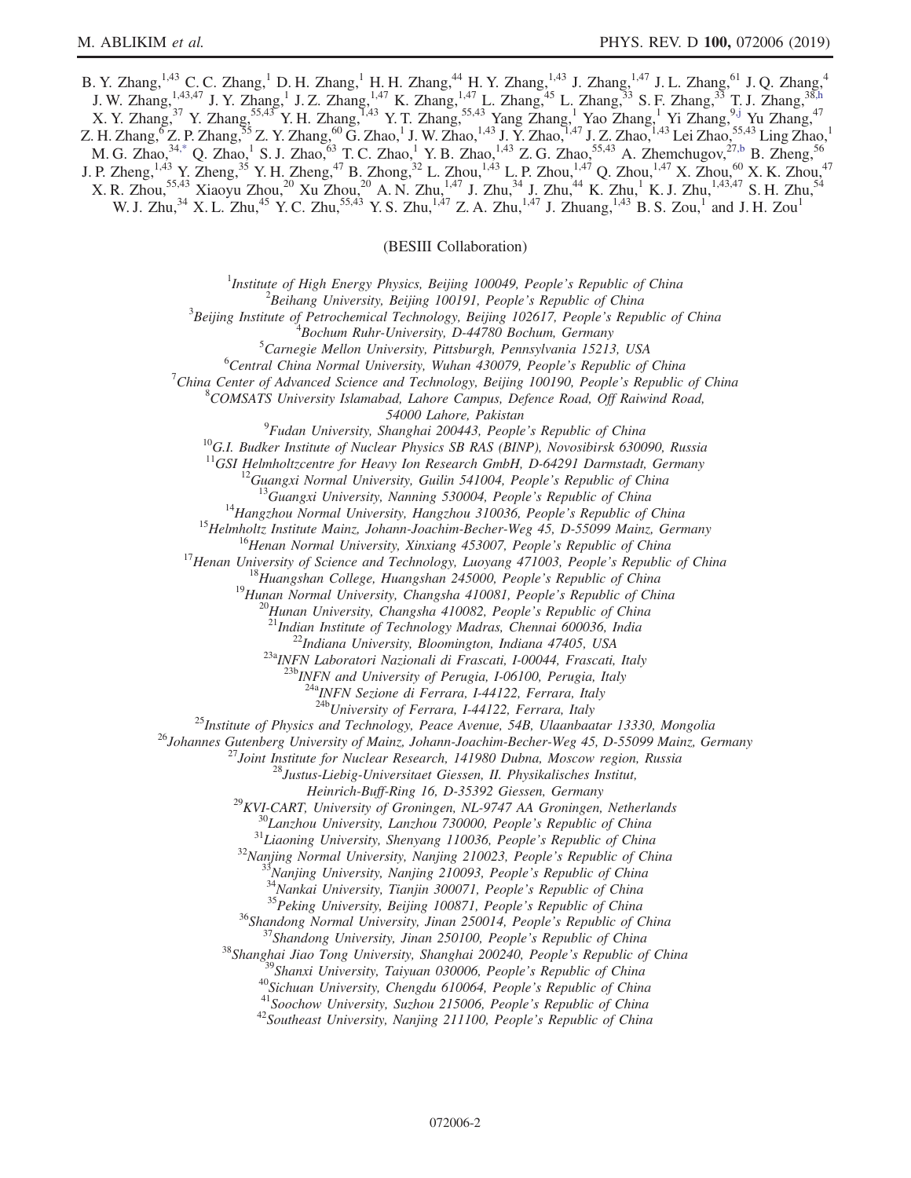B. Y. Zhang,[1,43] C. C. Zhang,[1] D. H. Zhang,[1] H. H. Zhang,[44] H. Y. Zhang,[1,43] J. Zhang,[1,47] J. L. Zhang,[61] J. Q. Zhang,[4] J. W. Zhang,[1,43,47] J. Y. Zhang,[1] J. Z. Zhang,[1,47] K. Zhang,[1,47] L. Zhang,[45] L. Zhang,[33] S. F. Zhang,[33] T. J. Zhang,[38,h] X. Y. Zhang,[37] Y. Zhang,[55,43] Y. H. Zhang,[1,43] Y. T. Zhang,[55,43] Yang Zhang,[1] Yao Zhang,[1] Yi Zhang,[9,j] Yu Zhang,[47] Z. H. Zhang,[6] Z. P. Zhang,[55] Z. Y. Zhang,[60] G. Zhao,[1] J. W. Zhao,[1,43] J. Y. Zhao,[1,47] J. Z. Zhao,[1,43] Lei Zhao,[55,43] Ling Zhao,[1] M. G. Zhao,[34,*] Q. Zhao,[1] S. J. Zhao,[63] T. C. Zhao,[1] Y. B. Zhao,[1,43] Z. G. Zhao,[55,43] A. Zhemchugov,[27,b] B. Zheng,[56] J. P. Zheng,[1,43] Y. Zheng,[35] Y. H. Zheng,[47] B. Zhong,[32] L. Zhou,[1,43] L. P. Zhou,[1,47] Q. Zhou,[1,47] X. Zhou,[60] X. K. Zhou,[47] X. R. Zhou,[55,43] Xiaoyu Zhou,[20] Xu Zhou,[20] A. N. Zhu,[1,47] J. Zhu,[34] J. Zhu,[44] K. Zhu,[1] K. J. Zhu,[1,43,47] S. H. Zhu,[54] W. J. Zhu,[34] X. L. Zhu,[45] Y. C. Zhu,[55,43] Y. S. Zhu,[1,47] Z. A. Zhu,[1,47] J. Zhuang,[1,43] B. S. Zou,[1] and J. H. Zou[1]

(BESIII Collaboration)

[1] *Institute of High Energy Physics, Beijing 100049, People's Republic of China*
[2] *Beihang University, Beijing 100191, People's Republic of China*
[3] *Beijing Institute of Petrochemical Technology, Beijing 102617, People's Republic of China*
[4] *Bochum Ruhr-University, D-44780 Bochum, Germany*
[5] *Carnegie Mellon University, Pittsburgh, Pennsylvania 15213, USA*
[6] *Central China Normal University, Wuhan 430079, People's Republic of China*
[7] *China Center of Advanced Science and Technology, Beijing 100190, People's Republic of China*
[8] *COMSATS University Islamabad, Lahore Campus, Defence Road, Off Raiwind Road, 54000 Lahore, Pakistan*
[9] *Fudan University, Shanghai 200443, People's Republic of China*
[10] *G.I. Budker Institute of Nuclear Physics SB RAS (BINP), Novosibirsk 630090, Russia*
[11] *GSI Helmholtzcentre for Heavy Ion Research GmbH, D-64291 Darmstadt, Germany*
[12] *Guangxi Normal University, Guilin 541004, People's Republic of China*
[13] *Guangxi University, Nanning 530004, People's Republic of China*
[14] *Hangzhou Normal University, Hangzhou 310036, People's Republic of China*
[15] *Helmholtz Institute Mainz, Johann-Joachim-Becher-Weg 45, D-55099 Mainz, Germany*
[16] *Henan Normal University, Xinxiang 453007, People's Republic of China*
[17] *Henan University of Science and Technology, Luoyang 471003, People's Republic of China*
[18] *Huangshan College, Huangshan 245000, People's Republic of China*
[19] *Hunan Normal University, Changsha 410081, People's Republic of China*
[20] *Hunan University, Changsha 410082, People's Republic of China*
[21] *Indian Institute of Technology Madras, Chennai 600036, India*
[22] *Indiana University, Bloomington, Indiana 47405, USA*
[23a] *INFN Laboratori Nazionali di Frascati, I-00044, Frascati, Italy*
[23b] *INFN and University of Perugia, I-06100, Perugia, Italy*
[24a] *INFN Sezione di Ferrara, I-44122, Ferrara, Italy*
[24b] *University of Ferrara, I-44122, Ferrara, Italy*
[25] *Institute of Physics and Technology, Peace Avenue, 54B, Ulaanbaatar 13330, Mongolia*
[26] *Johannes Gutenberg University of Mainz, Johann-Joachim-Becher-Weg 45, D-55099 Mainz, Germany*
[27] *Joint Institute for Nuclear Research, 141980 Dubna, Moscow region, Russia*
[28] *Justus-Liebig-Universitaet Giessen, II. Physikalisches Institut, Heinrich-Buff-Ring 16, D-35392 Giessen, Germany*
[29] *KVI-CART, University of Groningen, NL-9747 AA Groningen, Netherlands*
[30] *Lanzhou University, Lanzhou 730000, People's Republic of China*
[31] *Liaoning University, Shenyang 110036, People's Republic of China*
[32] *Nanjing Normal University, Nanjing 210023, People's Republic of China*
[33] *Nanjing University, Nanjing 210093, People's Republic of China*
[34] *Nankai University, Tianjin 300071, People's Republic of China*
[35] *Peking University, Beijing 100871, People's Republic of China*
[36] *Shandong Normal University, Jinan 250014, People's Republic of China*
[37] *Shandong University, Jinan 250100, People's Republic of China*
[38] *Shanghai Jiao Tong University, Shanghai 200240, People's Republic of China*
[39] *Shanxi University, Taiyuan 030006, People's Republic of China*
[40] *Sichuan University, Chengdu 610064, People's Republic of China*
[41] *Soochow University, Suzhou 215006, People's Republic of China*
[42] *Southeast University, Nanjing 211100, People's Republic of China*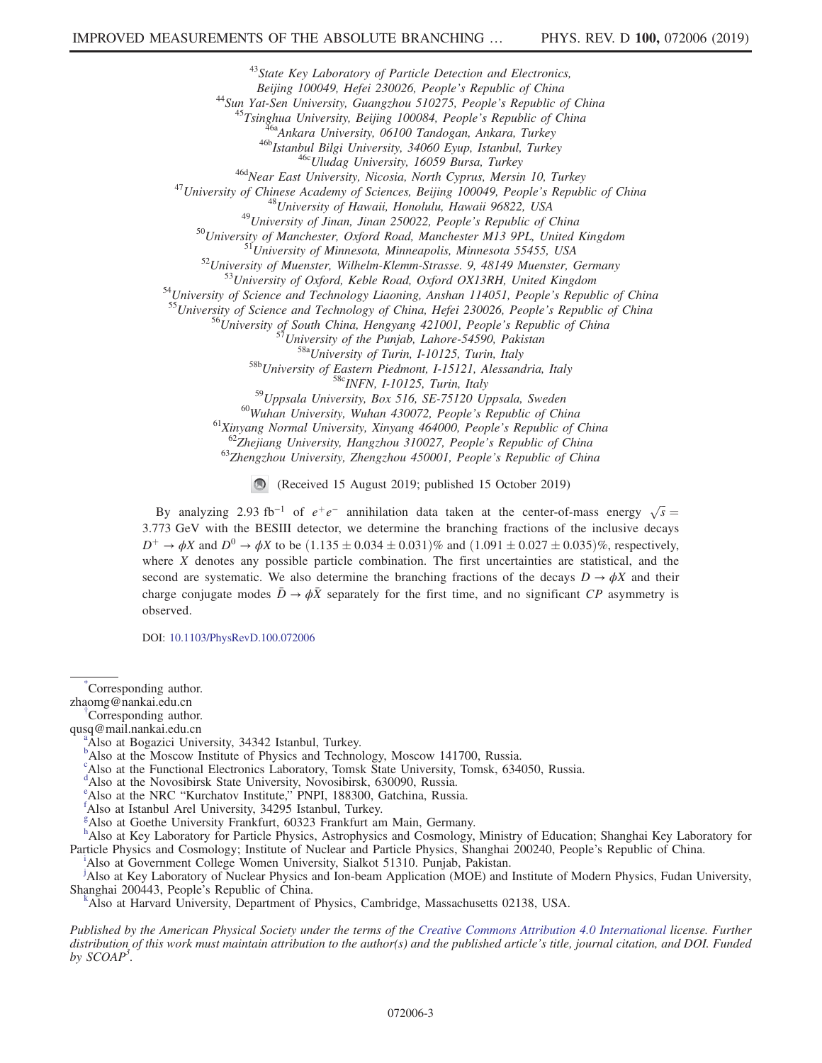[43]State Key Laboratory of Particle Detection and Electronics, Beijing 100049, Hefei 230026, People's Republic of China
[44]Sun Yat-Sen University, Guangzhou 510275, People's Republic of China
[45]Tsinghua University, Beijing 100084, People's Republic of China
[46a]Ankara University, 06100 Tandogan, Ankara, Turkey
[46b]Istanbul Bilgi University, 34060 Eyup, Istanbul, Turkey
[46c]Uludag University, 16059 Bursa, Turkey
[46d]Near East University, Nicosia, North Cyprus, Mersin 10, Turkey
[47]University of Chinese Academy of Sciences, Beijing 100049, People's Republic of China
[48]University of Hawaii, Honolulu, Hawaii 96822, USA
[49]University of Jinan, Jinan 250022, People's Republic of China
[50]University of Manchester, Oxford Road, Manchester M13 9PL, United Kingdom
[51]University of Minnesota, Minneapolis, Minnesota 55455, USA
[52]University of Muenster, Wilhelm-Klemm-Strasse. 9, 48149 Muenster, Germany
[53]University of Oxford, Keble Road, Oxford OX13RH, United Kingdom
[54]University of Science and Technology Liaoning, Anshan 114051, People's Republic of China
[55]University of Science and Technology of China, Hefei 230026, People's Republic of China
[56]University of South China, Hengyang 421001, People's Republic of China
[57]University of the Punjab, Lahore-54590, Pakistan
[58a]University of Turin, I-10125, Turin, Italy
[58b]University of Eastern Piedmont, I-15121, Alessandria, Italy
[58c]INFN, I-10125, Turin, Italy
[59]Uppsala University, Box 516, SE-75120 Uppsala, Sweden
[60]Wuhan University, Wuhan 430072, People's Republic of China
[61]Xinyang Normal University, Xinyang 464000, People's Republic of China
[62]Zhejiang University, Hangzhou 310027, People's Republic of China
[63]Zhengzhou University, Zhengzhou 450001, People's Republic of China

(Received 15 August 2019; published 15 October 2019)

By analyzing 2.93 $\mathrm{fb}^{-1}$ of $e^+e^-$ annihilation data taken at the center-of-mass energy $\sqrt{s} = 3.773$ GeV with the BESIII detector, we determine the branching fractions of the inclusive decays $D^+ \to \phi X$ and $D^0 \to \phi X$ to be $(1.135 \pm 0.034 \pm 0.031)\%$ and $(1.091 \pm 0.027 \pm 0.035)\%$, respectively, where $X$ denotes any possible particle combination. The first uncertainties are statistical, and the second are systematic. We also determine the branching fractions of the decays $D \to \phi X$ and their charge conjugate modes $\bar{D} \to \phi \bar{X}$ separately for the first time, and no significant $CP$ asymmetry is observed.

DOI: 10.1103/PhysRevD.100.072006

[*]Corresponding author.
zhaomg@nankai.edu.cn
[†]Corresponding author.
qusq@mail.nankai.edu.cn
[a]Also at Bogazici University, 34342 Istanbul, Turkey.
[b]Also at the Moscow Institute of Physics and Technology, Moscow 141700, Russia.
[c]Also at the Functional Electronics Laboratory, Tomsk State University, Tomsk, 634050, Russia.
[d]Also at the Novosibirsk State University, Novosibirsk, 630090, Russia.
[e]Also at the NRC "Kurchatov Institute," PNPI, 188300, Gatchina, Russia.
[f]Also at Istanbul Arel University, 34295 Istanbul, Turkey.
[g]Also at Goethe University Frankfurt, 60323 Frankfurt am Main, Germany.
[h]Also at Key Laboratory for Particle Physics, Astrophysics and Cosmology, Ministry of Education; Shanghai Key Laboratory for Particle Physics and Cosmology; Institute of Nuclear and Particle Physics, Shanghai 200240, People's Republic of China.
[i]Also at Government College Women University, Sialkot 51310. Punjab, Pakistan.
[j]Also at Key Laboratory of Nuclear Physics and Ion-beam Application (MOE) and Institute of Modern Physics, Fudan University, Shanghai 200443, People's Republic of China.
[k]Also at Harvard University, Department of Physics, Cambridge, Massachusetts 02138, USA.

*Published by the American Physical Society under the terms of the Creative Commons Attribution 4.0 International license. Further distribution of this work must maintain attribution to the author(s) and the published article's title, journal citation, and DOI. Funded by SCOAP[3].*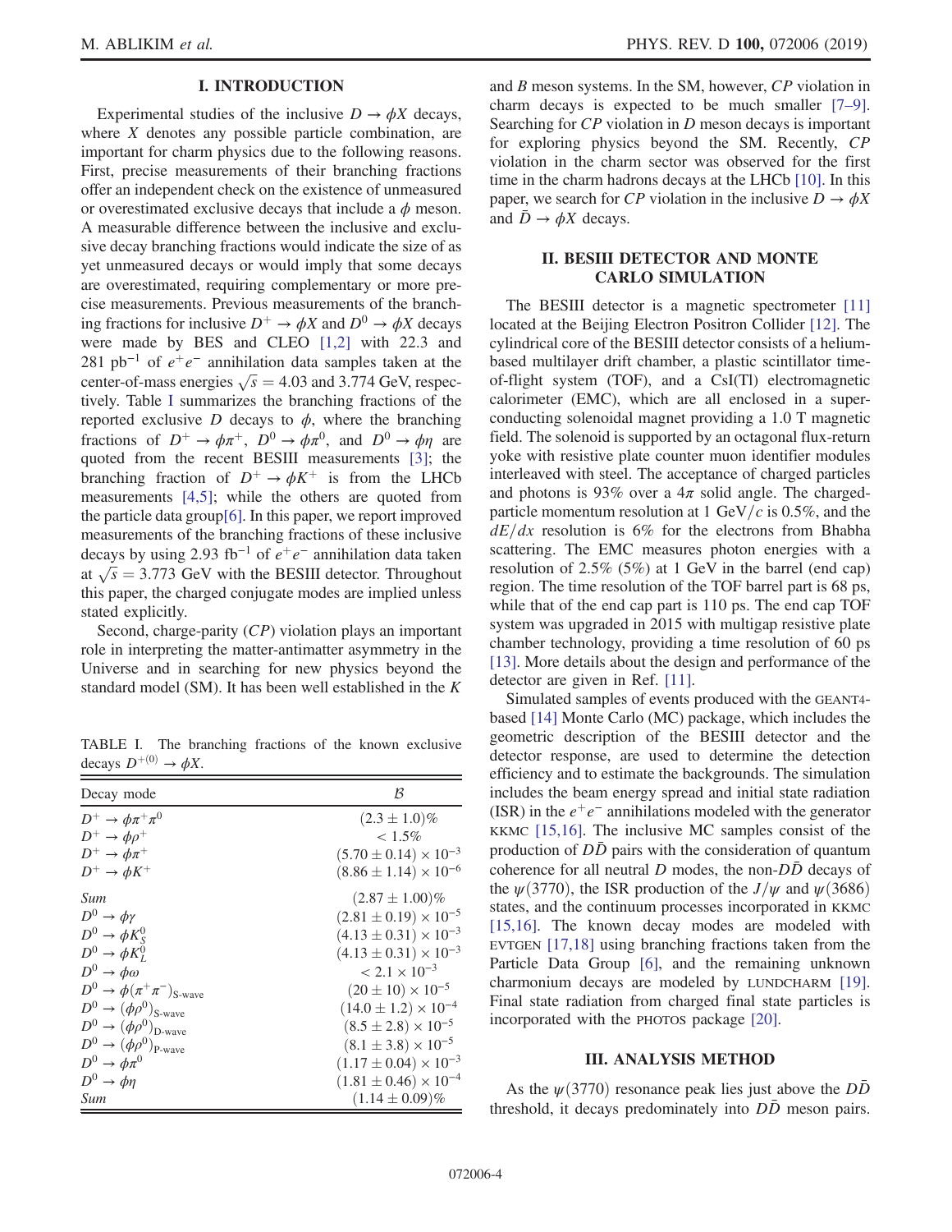## I. INTRODUCTION

Experimental studies of the inclusive $D \to \phi X$ decays, where $X$ denotes any possible particle combination, are important for charm physics due to the following reasons. First, precise measurements of their branching fractions offer an independent check on the existence of unmeasured or overestimated exclusive decays that include a $\phi$ meson. A measurable difference between the inclusive and exclusive decay branching fractions would indicate the size of as yet unmeasured decays or would imply that some decays are overestimated, requiring complementary or more precise measurements. Previous measurements of the branching fractions for inclusive $D^+ \to \phi X$ and $D^0 \to \phi X$ decays were made by BES and CLEO [1,2] with 22.3 and 281 $\mathrm{pb}^{-1}$ of $e^+e^-$ annihilation data samples taken at the center-of-mass energies $\sqrt{s} = 4.03$ and 3.774 GeV, respectively. Table I summarizes the branching fractions of the reported exclusive $D$ decays to $\phi$, where the branching fractions of $D^+ \to \phi\pi^+$, $D^0 \to \phi\pi^0$, and $D^0 \to \phi\eta$ are quoted from the recent BESIII measurements [3]; the branching fraction of $D^+ \to \phi K^+$ is from the LHCb measurements [4,5]; while the others are quoted from the particle data group[6]. In this paper, we report improved measurements of the branching fractions of these inclusive decays by using 2.93 $\mathrm{fb}^{-1}$ of $e^+e^-$ annihilation data taken at $\sqrt{s} = 3.773$ GeV with the BESIII detector. Throughout this paper, the charged conjugate modes are implied unless stated explicitly.

Second, charge-parity ($CP$) violation plays an important role in interpreting the matter-antimatter asymmetry in the Universe and in searching for new physics beyond the standard model (SM). It has been well established in the $K$ and $B$ meson systems. In the SM, however, $CP$ violation in charm decays is expected to be much smaller [7–9]. Searching for $CP$ violation in $D$ meson decays is important for exploring physics beyond the SM. Recently, $CP$ violation in the charm sector was observed for the first time in the charm hadrons decays at the LHCb [10]. In this paper, we search for $CP$ violation in the inclusive $D \to \phi X$ and $\bar{D} \to \phi X$ decays.

TABLE I. The branching fractions of the known exclusive decays $D^{+(0)} \to \phi X$.

| Decay mode | $\mathcal{B}$ |
|---|---|
| $D^+ \to \phi\pi^+\pi^0$ | $(2.3 \pm 1.0)\%$ |
| $D^+ \to \phi\rho^+$ | $< 1.5\%$ |
| $D^+ \to \phi\pi^+$ | $(5.70 \pm 0.14) \times 10^{-3}$ |
| $D^+ \to \phi K^+$ | $(8.86 \pm 1.14) \times 10^{-6}$ |
| *Sum* | $(2.87 \pm 1.00)\%$ |
| $D^0 \to \phi\gamma$ | $(2.81 \pm 0.19) \times 10^{-5}$ |
| $D^0 \to \phi K^0_S$ | $(4.13 \pm 0.31) \times 10^{-3}$ |
| $D^0 \to \phi K^0_L$ | $(4.13 \pm 0.31) \times 10^{-3}$ |
| $D^0 \to \phi\omega$ | $< 2.1 \times 10^{-3}$ |
| $D^0 \to \phi(\pi^+\pi^-)_{\text{S-wave}}$ | $(20 \pm 10) \times 10^{-5}$ |
| $D^0 \to (\phi\rho^0)_{\text{S-wave}}$ | $(14.0 \pm 1.2) \times 10^{-4}$ |
| $D^0 \to (\phi\rho^0)_{\text{D-wave}}$ | $(8.5 \pm 2.8) \times 10^{-5}$ |
| $D^0 \to (\phi\rho^0)_{\text{P-wave}}$ | $(8.1 \pm 3.8) \times 10^{-5}$ |
| $D^0 \to \phi\pi^0$ | $(1.17 \pm 0.04) \times 10^{-3}$ |
| $D^0 \to \phi\eta$ | $(1.81 \pm 0.46) \times 10^{-4}$ |
| *Sum* | $(1.14 \pm 0.09)\%$ |

## II. BESIII DETECTOR AND MONTE CARLO SIMULATION

The BESIII detector is a magnetic spectrometer [11] located at the Beijing Electron Positron Collider [12]. The cylindrical core of the BESIII detector consists of a helium-based multilayer drift chamber, a plastic scintillator time-of-flight system (TOF), and a CsI(Tl) electromagnetic calorimeter (EMC), which are all enclosed in a superconducting solenoidal magnet providing a 1.0 T magnetic field. The solenoid is supported by an octagonal flux-return yoke with resistive plate counter muon identifier modules interleaved with steel. The acceptance of charged particles and photons is 93% over a $4\pi$ solid angle. The charged-particle momentum resolution at 1 GeV/$c$ is 0.5%, and the $dE/dx$ resolution is 6% for the electrons from Bhabha scattering. The EMC measures photon energies with a resolution of 2.5% (5%) at 1 GeV in the barrel (end cap) region. The time resolution of the TOF barrel part is 68 ps, while that of the end cap part is 110 ps. The end cap TOF system was upgraded in 2015 with multigap resistive plate chamber technology, providing a time resolution of 60 ps [13]. More details about the design and performance of the detector are given in Ref. [11].

Simulated samples of events produced with the GEANT4-based [14] Monte Carlo (MC) package, which includes the geometric description of the BESIII detector and the detector response, are used to determine the detection efficiency and to estimate the backgrounds. The simulation includes the beam energy spread and initial state radiation (ISR) in the $e^+e^-$ annihilations modeled with the generator KKMC [15,16]. The inclusive MC samples consist of the production of $D\bar{D}$ pairs with the consideration of quantum coherence for all neutral $D$ modes, the non-$D\bar{D}$ decays of the $\psi(3770)$, the ISR production of the $J/\psi$ and $\psi(3686)$ states, and the continuum processes incorporated in KKMC [15,16]. The known decay modes are modeled with EVTGEN [17,18] using branching fractions taken from the Particle Data Group [6], and the remaining unknown charmonium decays are modeled by LUNDCHARM [19]. Final state radiation from charged final state particles is incorporated with the PHOTOS package [20].

## III. ANALYSIS METHOD

As the $\psi(3770)$ resonance peak lies just above the $D\bar{D}$ threshold, it decays predominately into $D\bar{D}$ meson pairs.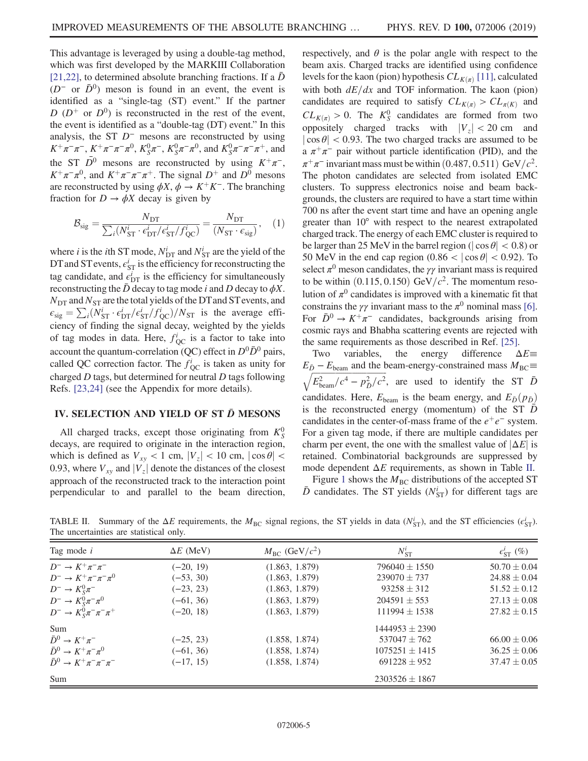This advantage is leveraged by using a double-tag method, which was first developed by the MARKIII Collaboration [21,22], to determined absolute branching fractions. If a $\bar{D}$ ($D^-$ or $\bar{D}^0$) meson is found in an event, the event is identified as a "single-tag (ST) event." If the partner $D$ ($D^+$ or $D^0$) is reconstructed in the rest of the event, the event is identified as a "double-tag (DT) event." In this analysis, the ST $D^-$ mesons are reconstructed by using $K^+\pi^-\pi^-$, $K^+\pi^-\pi^-\pi^0$, $K^0_S\pi^-$, $K^0_S\pi^-\pi^0$, and $K^0_S\pi^-\pi^-\pi^+$, and the ST $\bar{D}^0$ mesons are reconstructed by using $K^+\pi^-$, $K^+\pi^-\pi^0$, and $K^+\pi^-\pi^-\pi^+$. The signal $D^+$ and $D^0$ mesons are reconstructed by using $\phi X$, $\phi \to K^+K^-$. The branching fraction for $D \to \phi X$ decay is given by

$$\mathcal{B}_{\rm sig} = \frac{N_{\rm DT}}{\sum_i (N^i_{\rm ST} \cdot \epsilon^i_{\rm DT}/\epsilon^i_{\rm ST}/f^i_{\rm QC})} = \frac{N_{\rm DT}}{(N_{\rm ST} \cdot \epsilon_{\rm sig})}, \quad (1)$$

where $i$ is the $i$th ST mode, $N^i_{\rm DT}$ and $N^i_{\rm ST}$ are the yield of the DT and ST events, $\epsilon^i_{\rm ST}$ is the efficiency for reconstructing the tag candidate, and $\epsilon^i_{\rm DT}$ is the efficiency for simultaneously reconstructing the $\bar{D}$ decay to tag mode $i$ and $D$ decay to $\phi X$. $N_{\rm DT}$ and $N_{\rm ST}$ are the total yields of the DT and ST events, and $\epsilon_{\rm sig} = \sum_i (N^i_{\rm ST} \cdot \epsilon^i_{\rm DT}/\epsilon^i_{\rm ST}/f^i_{\rm QC})/N_{\rm ST}$ is the average efficiency of finding the signal decay, weighted by the yields of tag modes in data. Here, $f^i_{\rm QC}$ is a factor to take into account the quantum-correlation (QC) effect in $D^0\bar{D}^0$ pairs, called QC correction factor. The $f^i_{\rm QC}$ is taken as unity for charged $D$ tags, but determined for neutral $D$ tags following Refs. [23,24] (see the Appendix for more details).

## IV. SELECTION AND YIELD OF ST $\bar{D}$ MESONS

All charged tracks, except those originating from $K^0_S$ decays, are required to originate in the interaction region, which is defined as $V_{xy} < 1$ cm, $|V_z| < 10$ cm, $|\cos\theta| < 0.93$, where $V_{xy}$ and $|V_z|$ denote the distances of the closest approach of the reconstructed track to the interaction point perpendicular to and parallel to the beam direction, respectively, and $\theta$ is the polar angle with respect to the beam axis. Charged tracks are identified using confidence levels for the kaon (pion) hypothesis $CL_{K(\pi)}$ [11], calculated with both $dE/dx$ and TOF information. The kaon (pion) candidates are required to satisfy $CL_{K(\pi)} > CL_{\pi(K)}$ and $CL_{K(\pi)} > 0$. The $K^0_S$ candidates are formed from two oppositely charged tracks with $|V_z| < 20$ cm and $|\cos\theta| < 0.93$. The two charged tracks are assumed to be a $\pi^+\pi^-$ pair without particle identification (PID), and the $\pi^+\pi^-$ invariant mass must be within $(0.487, 0.511)$ GeV$/c^2$. The photon candidates are selected from isolated EMC clusters. To suppress electronics noise and beam backgrounds, the clusters are required to have a start time within 700 ns after the event start time and have an opening angle greater than 10° with respect to the nearest extrapolated charged track. The energy of each EMC cluster is required to be larger than 25 MeV in the barrel region ($|\cos\theta| < 0.8$) or 50 MeV in the end cap region ($0.86 < |\cos\theta| < 0.92$). To select $\pi^0$ meson candidates, the $\gamma\gamma$ invariant mass is required to be within $(0.115, 0.150)$ GeV$/c^2$. The momentum resolution of $\pi^0$ candidates is improved with a kinematic fit that constrains the $\gamma\gamma$ invariant mass to the $\pi^0$ nominal mass [6]. For $\bar{D}^0 \to K^+\pi^-$ candidates, backgrounds arising from cosmic rays and Bhabha scattering events are rejected with the same requirements as those described in Ref. [25].

Two variables, the energy difference $\Delta E \equiv E_{\bar{D}} - E_{\rm beam}$ and the beam-energy-constrained mass $M_{\rm BC} \equiv \sqrt{E^2_{\rm beam}/c^4 - p^2_{\bar{D}}/c^2}$, are used to identify the ST $\bar{D}$ candidates. Here, $E_{\rm beam}$ is the beam energy, and $E_{\bar{D}}(p_{\bar{D}})$ is the reconstructed energy (momentum) of the ST $\bar{D}$ candidates in the center-of-mass frame of the $e^+e^-$ system. For a given tag mode, if there are multiple candidates per charm per event, the one with the smallest value of $|\Delta E|$ is retained. Combinatorial backgrounds are suppressed by mode dependent $\Delta E$ requirements, as shown in Table II.

Figure 1 shows the $M_{\rm BC}$ distributions of the accepted ST $\bar{D}$ candidates. The ST yields ($N^i_{\rm ST}$) for different tags are

TABLE II. Summary of the $\Delta E$ requirements, the $M_{\rm BC}$ signal regions, the ST yields in data ($N^i_{\rm ST}$), and the ST efficiencies ($\epsilon^i_{\rm ST}$). The uncertainties are statistical only.

| Tag mode $i$ | $\Delta E$ (MeV) | $M_{\rm BC}$ (GeV$/c^2$) | $N^i_{\rm ST}$ | $\epsilon^i_{\rm ST}$ (%) |
|---|---|---|---|---|
| $D^- \to K^+\pi^-\pi^-$ | $(-20, 19)$ | $(1.863, 1.879)$ | $796040 \pm 1550$ | $50.70 \pm 0.04$ |
| $D^- \to K^+\pi^-\pi^-\pi^0$ | $(-53, 30)$ | $(1.863, 1.879)$ | $239070 \pm 737$ | $24.88 \pm 0.04$ |
| $D^- \to K^0_S\pi^-$ | $(-23, 23)$ | $(1.863, 1.879)$ | $93258 \pm 312$ | $51.52 \pm 0.12$ |
| $D^- \to K^0_S\pi^-\pi^0$ | $(-61, 36)$ | $(1.863, 1.879)$ | $204591 \pm 553$ | $27.13 \pm 0.08$ |
| $D^- \to K^0_S\pi^-\pi^-\pi^+$ | $(-20, 18)$ | $(1.863, 1.879)$ | $111994 \pm 1538$ | $27.82 \pm 0.15$ |
| Sum | | | $1444953 \pm 2390$ | |
| $\bar{D}^0 \to K^+\pi^-$ | $(-25, 23)$ | $(1.858, 1.874)$ | $537047 \pm 762$ | $66.00 \pm 0.06$ |
| $\bar{D}^0 \to K^+\pi^-\pi^0$ | $(-61, 36)$ | $(1.858, 1.874)$ | $1075251 \pm 1415$ | $36.25 \pm 0.06$ |
| $\bar{D}^0 \to K^+\pi^-\pi^-\pi^-$ | $(-17, 15)$ | $(1.858, 1.874)$ | $691228 \pm 952$ | $37.47 \pm 0.05$ |
| Sum | | | $2303526 \pm 1867$ | |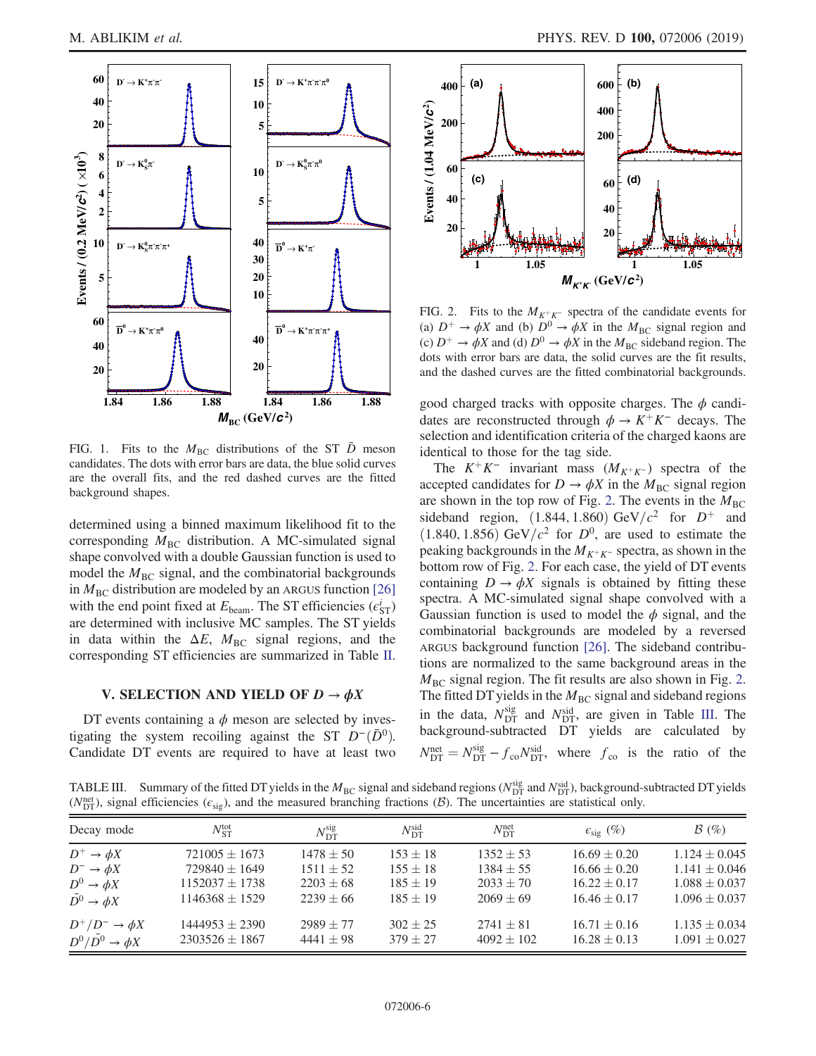FIG. 1. Fits to the $M_{\rm BC}$ distributions of the ST $\bar{D}$ meson candidates. The dots with error bars are data, the blue solid curves are the overall fits, and the red dashed curves are the fitted background shapes.

determined using a binned maximum likelihood fit to the corresponding $M_{\rm BC}$ distribution. A MC-simulated signal shape convolved with a double Gaussian function is used to model the $M_{\rm BC}$ signal, and the combinatorial backgrounds in $M_{\rm BC}$ distribution are modeled by an ARGUS function [26] with the end point fixed at $E_{\rm beam}$. The ST efficiencies ($\epsilon^{i}_{\rm ST}$) are determined with inclusive MC samples. The ST yields in data within the $\Delta E$, $M_{\rm BC}$ signal regions, and the corresponding ST efficiencies are summarized in Table II.

## V. SELECTION AND YIELD OF $D \to \phi X$

DT events containing a $\phi$ meson are selected by investigating the system recoiling against the ST $D^{-}(\bar{D}^{0})$. Candidate DT events are required to have at least two good charged tracks with opposite charges. The $\phi$ candidates are reconstructed through $\phi \to K^{+}K^{-}$ decays. The selection and identification criteria of the charged kaons are identical to those for the tag side.

The $K^{+}K^{-}$ invariant mass ($M_{K^{+}K^{-}}$) spectra of the accepted candidates for $D \to \phi X$ in the $M_{\rm BC}$ signal region are shown in the top row of Fig. 2. The events in the $M_{\rm BC}$ sideband region, $(1.844, 1.860)$ GeV$/c^{2}$ for $D^{+}$ and $(1.840, 1.856)$ GeV$/c^{2}$ for $D^{0}$, are used to estimate the peaking backgrounds in the $M_{K^{+}K^{-}}$ spectra, as shown in the bottom row of Fig. 2. For each case, the yield of DT events containing $D \to \phi X$ signals is obtained by fitting these spectra. A MC-simulated signal shape convolved with a Gaussian function is used to model the $\phi$ signal, and the combinatorial backgrounds are modeled by a reversed ARGUS background function [26]. The sideband contributions are normalized to the same background areas in the $M_{\rm BC}$ signal region. The fit results are also shown in Fig. 2. The fitted DT yields in the $M_{\rm BC}$ signal and sideband regions in the data, $N^{\rm sig}_{\rm DT}$ and $N^{\rm sid}_{\rm DT}$, are given in Table III. The background-subtracted DT yields are calculated by $N^{\rm net}_{\rm DT} = N^{\rm sig}_{\rm DT} - f_{\rm co}N^{\rm sid}_{\rm DT}$, where $f_{\rm co}$ is the ratio of the

FIG. 2. Fits to the $M_{K^{+}K^{-}}$ spectra of the candidate events for (a) $D^{+} \to \phi X$ and (b) $D^{0} \to \phi X$ in the $M_{\rm BC}$ signal region and (c) $D^{+} \to \phi X$ and (d) $D^{0} \to \phi X$ in the $M_{\rm BC}$ sideband region. The dots with error bars are data, the solid curves are the fit results, and the dashed curves are the fitted combinatorial backgrounds.

TABLE III. Summary of the fitted DT yields in the $M_{\rm BC}$ signal and sideband regions ($N^{\rm sig}_{\rm DT}$ and $N^{\rm sid}_{\rm DT}$), background-subtracted DT yields ($N^{\rm net}_{\rm DT}$), signal efficiencies ($\epsilon_{\rm sig}$), and the measured branching fractions ($\mathcal{B}$). The uncertainties are statistical only.

| Decay mode | $N^{\rm tot}_{\rm ST}$ | $N^{\rm sig}_{\rm DT}$ | $N^{\rm sid}_{\rm DT}$ | $N^{\rm net}_{\rm DT}$ | $\epsilon_{\rm sig}$ (%) | $\mathcal{B}$ (%) |
|---|---|---|---|---|---|---|
| $D^{+} \to \phi X$ | $721005 \pm 1673$ | $1478 \pm 50$ | $153 \pm 18$ | $1352 \pm 53$ | $16.69 \pm 0.20$ | $1.124 \pm 0.045$ |
| $D^{-} \to \phi X$ | $729840 \pm 1649$ | $1511 \pm 52$ | $155 \pm 18$ | $1384 \pm 55$ | $16.66 \pm 0.20$ | $1.141 \pm 0.046$ |
| $D^{0} \to \phi X$ | $1152037 \pm 1738$ | $2203 \pm 68$ | $185 \pm 19$ | $2033 \pm 70$ | $16.22 \pm 0.17$ | $1.088 \pm 0.037$ |
| $\bar{D}^{0} \to \phi X$ | $1146368 \pm 1529$ | $2239 \pm 66$ | $185 \pm 19$ | $2069 \pm 69$ | $16.46 \pm 0.17$ | $1.096 \pm 0.037$ |
| $D^{+}/D^{-} \to \phi X$ | $1444953 \pm 2390$ | $2989 \pm 77$ | $302 \pm 25$ | $2741 \pm 81$ | $16.71 \pm 0.16$ | $1.135 \pm 0.034$ |
| $D^{0}/\bar{D}^{0} \to \phi X$ | $2303526 \pm 1867$ | $4441 \pm 98$ | $379 \pm 27$ | $4092 \pm 102$ | $16.28 \pm 0.13$ | $1.091 \pm 0.027$ |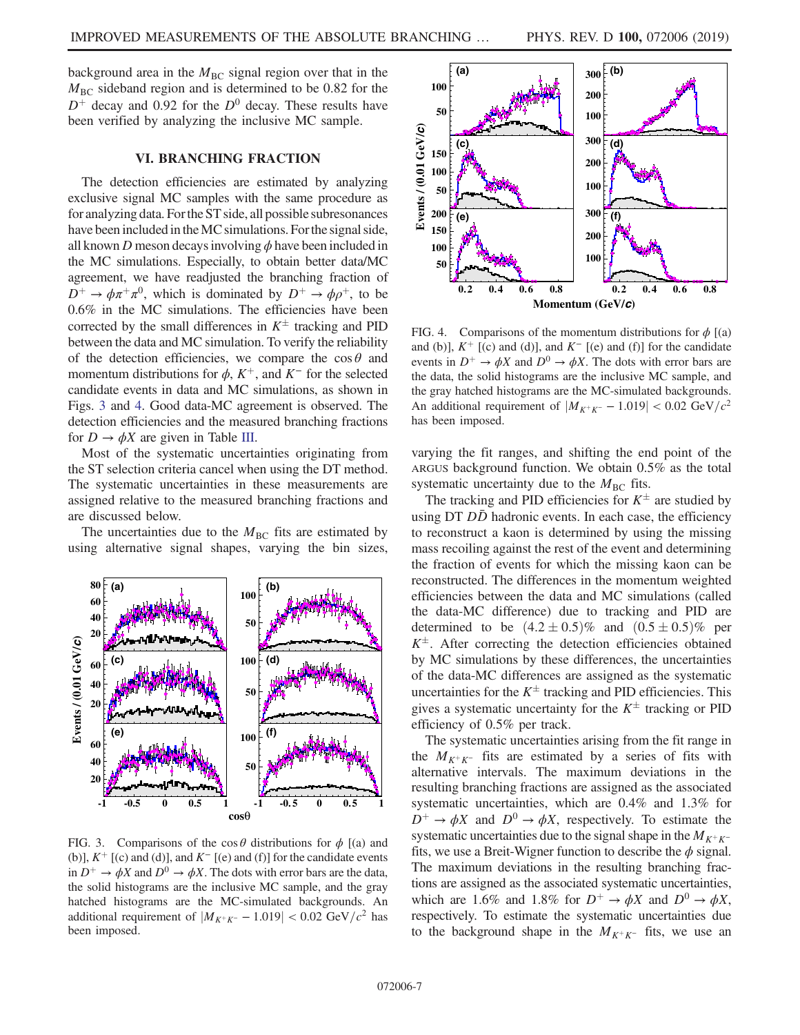background area in the $M_{BC}$ signal region over that in the $M_{BC}$ sideband region and is determined to be 0.82 for the $D^+$ decay and 0.92 for the $D^0$ decay. These results have been verified by analyzing the inclusive MC sample.

## VI. BRANCHING FRACTION

The detection efficiencies are estimated by analyzing exclusive signal MC samples with the same procedure as for analyzing data. For the ST side, all possible subresonances have been included in the MC simulations. For the signal side, all known $D$ meson decays involving $\phi$ have been included in the MC simulations. Especially, to obtain better data/MC agreement, we have readjusted the branching fraction of $D^+ \to \phi\pi^+\pi^0$, which is dominated by $D^+ \to \phi\rho^+$, to be 0.6% in the MC simulations. The efficiencies have been corrected by the small differences in $K^\pm$ tracking and PID between the data and MC simulation. To verify the reliability of the detection efficiencies, we compare the $\cos\theta$ and momentum distributions for $\phi$, $K^+$, and $K^-$ for the selected candidate events in data and MC simulations, as shown in Figs. 3 and 4. Good data-MC agreement is observed. The detection efficiencies and the measured branching fractions for $D \to \phi X$ are given in Table III.

Most of the systematic uncertainties originating from the ST selection criteria cancel when using the DT method. The systematic uncertainties in these measurements are assigned relative to the measured branching fractions and are discussed below.

The uncertainties due to the $M_{BC}$ fits are estimated by using alternative signal shapes, varying the bin sizes, varying the fit ranges, and shifting the end point of the ARGUS background function. We obtain 0.5% as the total systematic uncertainty due to the $M_{BC}$ fits.

FIG. 3. Comparisons of the $\cos\theta$ distributions for $\phi$ [(a) and (b)], $K^+$ [(c) and (d)], and $K^-$ [(e) and (f)] for the candidate events in $D^+ \to \phi X$ and $D^0 \to \phi X$. The dots with error bars are the data, the solid histograms are the inclusive MC sample, and the gray hatched histograms are the MC-simulated backgrounds. An additional requirement of $|M_{K^+K^-} - 1.019| < 0.02$ GeV$/c^2$ has been imposed.

FIG. 4. Comparisons of the momentum distributions for $\phi$ [(a) and (b)], $K^+$ [(c) and (d)], and $K^-$ [(e) and (f)] for the candidate events in $D^+ \to \phi X$ and $D^0 \to \phi X$. The dots with error bars are the data, the solid histograms are the inclusive MC sample, and the gray hatched histograms are the MC-simulated backgrounds. An additional requirement of $|M_{K^+K^-} - 1.019| < 0.02$ GeV$/c^2$ has been imposed.

The tracking and PID efficiencies for $K^\pm$ are studied by using DT $D\bar{D}$ hadronic events. In each case, the efficiency to reconstruct a kaon is determined by using the missing mass recoiling against the rest of the event and determining the fraction of events for which the missing kaon can be reconstructed. The differences in the momentum weighted efficiencies between the data and MC simulations (called the data-MC difference) due to tracking and PID are determined to be $(4.2 \pm 0.5)\%$ and $(0.5 \pm 0.5)\%$ per $K^\pm$. After correcting the detection efficiencies obtained by MC simulations by these differences, the uncertainties of the data-MC differences are assigned as the systematic uncertainties for the $K^\pm$ tracking and PID efficiencies. This gives a systematic uncertainty for the $K^\pm$ tracking or PID efficiency of 0.5% per track.

The systematic uncertainties arising from the fit range in the $M_{K^+K^-}$ fits are estimated by a series of fits with alternative intervals. The maximum deviations in the resulting branching fractions are assigned as the associated systematic uncertainties, which are 0.4% and 1.3% for $D^+ \to \phi X$ and $D^0 \to \phi X$, respectively. To estimate the systematic uncertainties due to the signal shape in the $M_{K^+K^-}$ fits, we use a Breit-Wigner function to describe the $\phi$ signal. The maximum deviations in the resulting branching fractions are assigned as the associated systematic uncertainties, which are 1.6% and 1.8% for $D^+ \to \phi X$ and $D^0 \to \phi X$, respectively. To estimate the systematic uncertainties due to the background shape in the $M_{K^+K^-}$ fits, we use an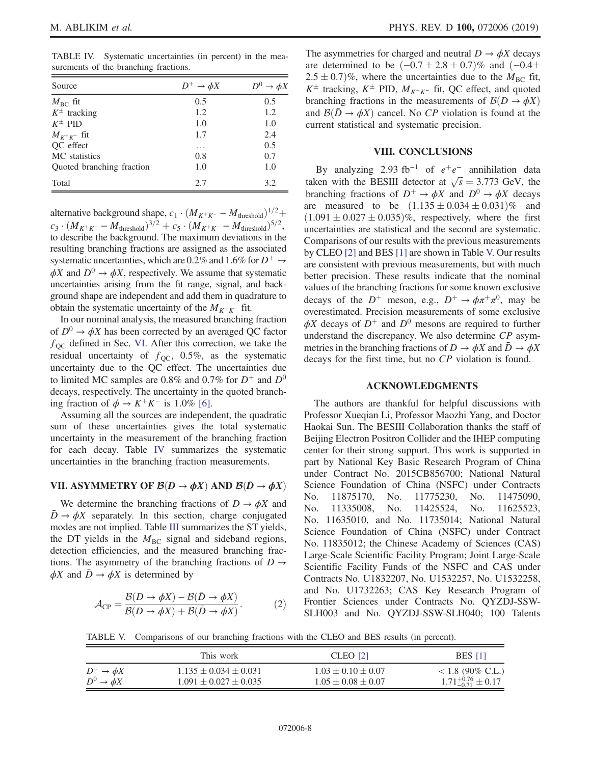TABLE IV. Systematic uncertainties (in percent) in the measurements of the branching fractions.

| Source | $D^+ \to \phi X$ | $D^0 \to \phi X$ |
|---|---|---|
| $M_{\rm BC}$ fit | 0.5 | 0.5 |
| $K^\pm$ tracking | 1.2 | 1.2 |
| $K^\pm$ PID | 1.0 | 1.0 |
| $M_{K^+K^-}$ fit | 1.7 | 2.4 |
| QC effect | … | 0.5 |
| MC statistics | 0.8 | 0.7 |
| Quoted branching fraction | 1.0 | 1.0 |
| Total | 2.7 | 3.2 |

alternative background shape, $c_1 \cdot (M_{K^+K^-} - M_{\rm threshold})^{1/2} + c_3 \cdot (M_{K^+K^-} - M_{\rm threshold})^{3/2} + c_5 \cdot (M_{K^+K^-} - M_{\rm threshold})^{5/2}$, to describe the background. The maximum deviations in the resulting branching fractions are assigned as the associated systematic uncertainties, which are 0.2% and 1.6% for $D^+ \to \phi X$ and $D^0 \to \phi X$, respectively. We assume that systematic uncertainties arising from the fit range, signal, and background shape are independent and add them in quadrature to obtain the systematic uncertainty of the $M_{K^+K^-}$ fit.

In our nominal analysis, the measured branching fraction of $D^0 \to \phi X$ has been corrected by an averaged QC factor $f_{\rm QC}$ defined in Sec. VI. After this correction, we take the residual uncertainty of $f_{\rm QC}$, 0.5%, as the systematic uncertainty due to the QC effect. The uncertainties due to limited MC samples are 0.8% and 0.7% for $D^+$ and $D^0$ decays, respectively. The uncertainty in the quoted branching fraction of $\phi \to K^+K^-$ is 1.0% [6].

Assuming all the sources are independent, the quadratic sum of these uncertainties gives the total systematic uncertainty in the measurement of the branching fraction for each decay. Table IV summarizes the systematic uncertainties in the branching fraction measurements.

## VII. ASYMMETRY OF $\mathcal{B}(D \to \phi X)$ AND $\mathcal{B}(\bar{D} \to \phi X)$

We determine the branching fractions of $D \to \phi X$ and $\bar{D} \to \phi X$ separately. In this section, charge conjugated modes are not implied. Table III summarizes the ST yields, the DT yields in the $M_{\rm BC}$ signal and sideband regions, detection efficiencies, and the measured branching fractions. The asymmetry of the branching fractions of $D \to \phi X$ and $\bar{D} \to \phi X$ is determined by

$$\mathcal{A}_{\rm CP} = \frac{\mathcal{B}(D \to \phi X) - \mathcal{B}(\bar{D} \to \phi X)}{\mathcal{B}(D \to \phi X) + \mathcal{B}(\bar{D} \to \phi X)}. \tag{2}$$

The asymmetries for charged and neutral $D \to \phi X$ decays are determined to be $(-0.7 \pm 2.8 \pm 0.7)\%$ and $(-0.4 \pm 2.5 \pm 0.7)\%$, where the uncertainties due to the $M_{\rm BC}$ fit, $K^\pm$ tracking, $K^\pm$ PID, $M_{K^+K^-}$ fit, QC effect, and quoted branching fractions in the measurements of $\mathcal{B}(D \to \phi X)$ and $\mathcal{B}(\bar{D} \to \phi X)$ cancel. No $CP$ violation is found at the current statistical and systematic precision.

## VIII. CONCLUSIONS

By analyzing 2.93 fb$^{-1}$ of $e^+e^-$ annihilation data taken with the BESIII detector at $\sqrt{s} = 3.773$ GeV, the branching fractions of $D^+ \to \phi X$ and $D^0 \to \phi X$ decays are measured to be $(1.135 \pm 0.034 \pm 0.031)\%$ and $(1.091 \pm 0.027 \pm 0.035)\%$, respectively, where the first uncertainties are statistical and the second are systematic. Comparisons of our results with the previous measurements by CLEO [2] and BES [1] are shown in Table V. Our results are consistent with previous measurements, but with much better precision. These results indicate that the nominal values of the branching fractions for some known exclusive decays of the $D^+$ meson, e.g., $D^+ \to \phi\pi^+\pi^0$, may be overestimated. Precision measurements of some exclusive $\phi X$ decays of $D^+$ and $D^0$ mesons are required to further understand the discrepancy. We also determine $CP$ asymmetries in the branching fractions of $D \to \phi X$ and $\bar{D} \to \phi X$ decays for the first time, but no $CP$ violation is found.

## ACKNOWLEDGMENTS

The authors are thankful for helpful discussions with Professor Xueqian Li, Professor Maozhi Yang, and Doctor Haokai Sun. The BESIII Collaboration thanks the staff of Beijing Electron Positron Collider and the IHEP computing center for their strong support. This work is supported in part by National Key Basic Research Program of China under Contract No. 2015CB856700; National Natural Science Foundation of China (NSFC) under Contracts No. 11875170, No. 11775230, No. 11475090, No. 11335008, No. 11425524, No. 11625523, No. 11635010, and No. 11735014; National Natural Science Foundation of China (NSFC) under Contract No. 11835012; the Chinese Academy of Sciences (CAS) Large-Scale Scientific Facility Program; Joint Large-Scale Scientific Facility Funds of the NSFC and CAS under Contracts No. U1832207, No. U1532257, No. U1532258, and No. U1732263; CAS Key Research Program of Frontier Sciences under Contracts No. QYZDJ-SSW-SLH003 and No. QYZDJ-SSW-SLH040; 100 Talents

TABLE V. Comparisons of our branching fractions with the CLEO and BES results (in percent).

| | This work | CLEO [2] | BES [1] |
|---|---|---|---|
| $D^+ \to \phi X$ | $1.135 \pm 0.034 \pm 0.031$ | $1.03 \pm 0.10 \pm 0.07$ | $< 1.8$ (90% C.L.) |
| $D^0 \to \phi X$ | $1.091 \pm 0.027 \pm 0.035$ | $1.05 \pm 0.08 \pm 0.07$ | $1.71^{+0.76}_{-0.71} \pm 0.17$ |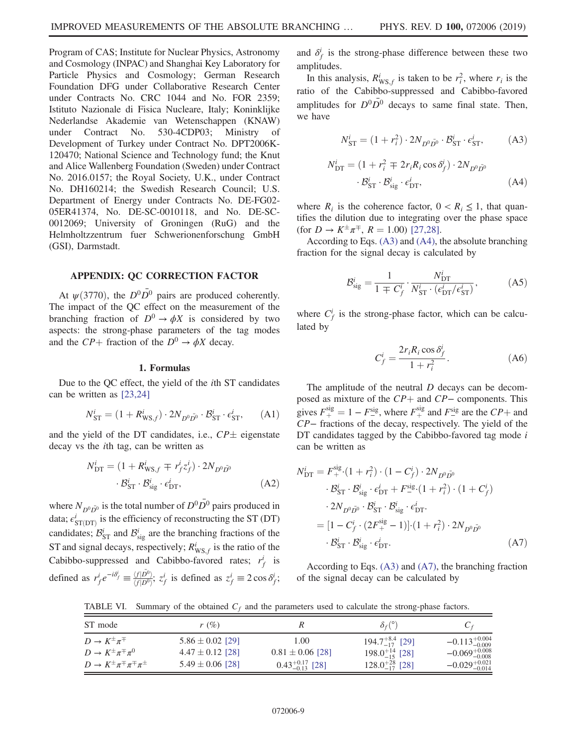Program of CAS; Institute for Nuclear Physics, Astronomy and Cosmology (INPAC) and Shanghai Key Laboratory for Particle Physics and Cosmology; German Research Foundation DFG under Collaborative Research Center under Contracts No. CRC 1044 and No. FOR 2359; Istituto Nazionale di Fisica Nucleare, Italy; Koninklijke Nederlandse Akademie van Wetenschappen (KNAW) under Contract No. 530-4CDP03; Ministry of Development of Turkey under Contract No. DPT2006K-120470; National Science and Technology fund; the Knut and Alice Wallenberg Foundation (Sweden) under Contract No. 2016.0157; the Royal Society, U.K., under Contract No. DH160214; the Swedish Research Council; U.S. Department of Energy under Contracts No. DE-FG02-05ER41374, No. DE-SC-0010118, and No. DE-SC-0012069; University of Groningen (RuG) and the Helmholtzzentrum fuer Schwerionenforschung GmbH (GSI), Darmstadt.

## APPENDIX: QC CORRECTION FACTOR

At $\psi(3770)$, the $D^0\bar{D}^0$ pairs are produced coherently. The impact of the QC effect on the measurement of the branching fraction of $D^0 \to \phi X$ is considered by two aspects: the strong-phase parameters of the tag modes and the $CP+$ fraction of the $D^0 \to \phi X$ decay.

### 1. Formulas

Due to the QC effect, the yield of the $i$th ST candidates can be written as [23,24]

$$N^i_{\rm ST} = (1 + R^i_{{\rm WS},f}) \cdot 2N_{D^0\bar{D}^0} \cdot \mathcal{B}^i_{\rm ST} \cdot \epsilon^i_{\rm ST}, \tag{A1}$$

and the yield of the DT candidates, i.e., $CP\pm$ eigenstate decay vs the $i$th tag, can be written as

$$N^i_{\rm DT} = (1 + R^i_{{\rm WS},f} \mp r^i_f z^i_f) \cdot 2N_{D^0\bar{D}^0} \cdot \mathcal{B}^i_{\rm ST} \cdot \mathcal{B}^i_{\rm sig} \cdot \epsilon^i_{\rm DT}, \tag{A2}$$

where $N_{D^0\bar{D}^0}$ is the total number of $D^0\bar{D}^0$ pairs produced in data; $\epsilon^i_{\rm ST(DT)}$ is the efficiency of reconstructing the ST (DT) candidates; $\mathcal{B}^i_{\rm ST}$ and $\mathcal{B}^i_{\rm sig}$ are the branching fractions of the ST and signal decays, respectively; $R^i_{{\rm WS},f}$ is the ratio of the Cabibbo-suppressed and Cabibbo-favored rates; $r^i_f$ is defined as $r^i_f e^{-i\delta^i_f} \equiv \frac{\langle f|\bar{D}^0\rangle}{\langle f|D^0\rangle}$; $z^i_f$ is defined as $z^i_f \equiv 2\cos\delta^i_f$; and $\delta^i_f$ is the strong-phase difference between these two amplitudes.

In this analysis, $R^i_{{\rm WS},f}$ is taken to be $r^2_i$, where $r_i$ is the ratio of the Cabibbo-suppressed and Cabibbo-favored amplitudes for $D^0\bar{D}^0$ decays to same final state. Then, we have

$$N^i_{\rm ST} = (1 + r^2_i) \cdot 2N_{D^0\bar{D}^0} \cdot \mathcal{B}^i_{\rm ST} \cdot \epsilon^i_{\rm ST}, \tag{A3}$$

$$N^i_{\rm DT} = (1 + r^2_i \mp 2r_i R_i \cos\delta^i_f) \cdot 2N_{D^0\bar{D}^0} \cdot \mathcal{B}^i_{\rm ST} \cdot \mathcal{B}^i_{\rm sig} \cdot \epsilon^i_{\rm DT}, \tag{A4}$$

where $R_i$ is the coherence factor, $0 < R_i \leq 1$, that quantifies the dilution due to integrating over the phase space (for $D \to K^\pm\pi^\mp$, $R = 1.00$) [27,28].

According to Eqs. (A3) and (A4), the absolute branching fraction for the signal decay is calculated by

$$\mathcal{B}^i_{\rm sig} = \frac{1}{1 \mp C^i_f} \cdot \frac{N^i_{\rm DT}}{N^i_{\rm ST} \cdot (\epsilon^i_{\rm DT}/\epsilon^i_{\rm ST})}, \tag{A5}$$

where $C^i_f$ is the strong-phase factor, which can be calculated by

$$C^i_f = \frac{2r_i R_i \cos\delta^i_f}{1 + r^2_i}. \tag{A6}$$

The amplitude of the neutral $D$ decays can be decomposed as mixture of the $CP+$ and $CP-$ components. This gives $F^{\rm sig}_+ = 1 - F^{\rm sig}_-$, where $F^{\rm sig}_+$ and $F^{\rm sig}_-$ are the $CP+$ and $CP-$ fractions of the decay, respectively. The yield of the DT candidates tagged by the Cabibbo-favored tag mode $i$ can be written as

$$\begin{aligned} N^i_{\rm DT} &= F^{\rm sig}_+ \cdot (1 + r^2_i) \cdot (1 - C^i_f) \cdot 2N_{D^0\bar{D}^0} \cdot \mathcal{B}^i_{\rm ST} \cdot \mathcal{B}^i_{\rm sig} \cdot \epsilon^i_{\rm DT} + F^{\rm sig}_- \cdot (1 + r^2_i) \cdot (1 + C^i_f) \cdot 2N_{D^0\bar{D}^0} \cdot \mathcal{B}^i_{\rm ST} \cdot \mathcal{B}^i_{\rm sig} \cdot \epsilon^i_{\rm DT}. \\ &= [1 - C^i_f \cdot (2F^{\rm sig}_+ - 1)] \cdot (1 + r^2_i) \cdot 2N_{D^0\bar{D}^0} \cdot \mathcal{B}^i_{\rm ST} \cdot \mathcal{B}^i_{\rm sig} \cdot \epsilon^i_{\rm DT}. \end{aligned} \tag{A7}$$

According to Eqs. (A3) and (A7), the branching fraction of the signal decay can be calculated by

TABLE VI. Summary of the obtained $C_f$ and the parameters used to calculate the strong-phase factors.

| ST mode | $r$ (%) | $R$ | $\delta_f$(°) | $C_f$ |
|---|---|---|---|---|
| $D \to K^\pm\pi^\mp$ | $5.86 \pm 0.02$ [29] | 1.00 | $194.7^{+8.4}_{-17}$ [29] | $-0.113^{+0.004}_{-0.009}$ |
| $D \to K^\pm\pi^\mp\pi^0$ | $4.47 \pm 0.12$ [28] | $0.81 \pm 0.06$ [28] | $198.0^{+14}_{-15}$ [28] | $-0.069^{+0.008}_{-0.008}$ |
| $D \to K^\pm\pi^\mp\pi^\mp\pi^\pm$ | $5.49 \pm 0.06$ [28] | $0.43^{+0.17}_{-0.13}$ [28] | $128.0^{+28}_{-17}$ [28] | $-0.029^{+0.021}_{-0.014}$ |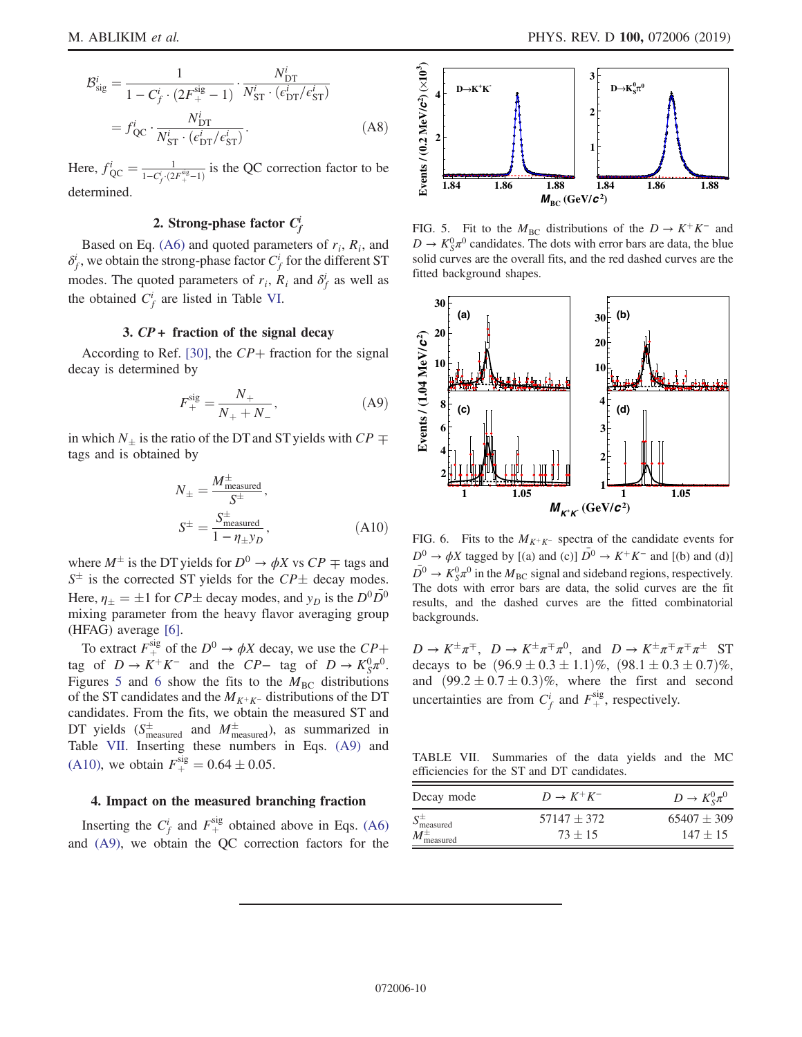$$\mathcal{B}^i_{\rm sig} = \frac{1}{1 - C^i_f \cdot (2F^{\rm sig}_+ - 1)} \cdot \frac{N^i_{\rm DT}}{N^i_{\rm ST} \cdot (\epsilon^i_{\rm DT}/\epsilon^i_{\rm ST})}$$
$$= f^i_{\rm QC} \cdot \frac{N^i_{\rm DT}}{N^i_{\rm ST} \cdot (\epsilon^i_{\rm DT}/\epsilon^i_{\rm ST})}. \quad \text{(A8)}$$

Here, $f^i_{\rm QC} = \frac{1}{1 - C^i_f \cdot (2F^{\rm sig}_+ - 1)}$ is the QC correction factor to be determined.

### 2. Strong-phase factor $C^i_f$

Based on Eq. (A6) and quoted parameters of $r_i$, $R_i$, and $\delta^i_f$, we obtain the strong-phase factor $C^i_f$ for the different ST modes. The quoted parameters of $r_i$, $R_i$ and $\delta^i_f$ as well as the obtained $C^i_f$ are listed in Table VI.

### 3. $CP+$ fraction of the signal decay

According to Ref. [30], the $CP+$ fraction for the signal decay is determined by

$$F^{\rm sig}_+ = \frac{N_+}{N_+ + N_-}, \quad \text{(A9)}$$

in which $N_\pm$ is the ratio of the DT and ST yields with $CP \mp$ tags and is obtained by

$$N_\pm = \frac{M^\pm_{\rm measured}}{S^\pm},$$
$$S^\pm = \frac{S^\pm_{\rm measured}}{1 - \eta_\pm y_D}, \quad \text{(A10)}$$

where $M^\pm$ is the DT yields for $D^0 \to \phi X$ vs $CP \mp$ tags and $S^\pm$ is the corrected ST yields for the $CP\pm$ decay modes. Here, $\eta_\pm = \pm 1$ for $CP\pm$ decay modes, and $y_D$ is the $D^0\bar{D}^0$ mixing parameter from the heavy flavor averaging group (HFAG) average [6].

To extract $F^{\rm sig}_+$ of the $D^0 \to \phi X$ decay, we use the $CP+$ tag of $D \to K^+K^-$ and the $CP-$ tag of $D \to K^0_S\pi^0$. Figures 5 and 6 show the fits to the $M_{\rm BC}$ distributions of the ST candidates and the $M_{K^+K^-}$ distributions of the DT candidates. From the fits, we obtain the measured ST and DT yields ($S^\pm_{\rm measured}$ and $M^\pm_{\rm measured}$), as summarized in Table VII. Inserting these numbers in Eqs. (A9) and (A10), we obtain $F^{\rm sig}_+ = 0.64 \pm 0.05$.

### 4. Impact on the measured branching fraction

Inserting the $C^i_f$ and $F^{\rm sig}_+$ obtained above in Eqs. (A6) and (A9), we obtain the QC correction factors for the $D \to K^\pm\pi^\mp$, $D \to K^\pm\pi^\mp\pi^0$, and $D \to K^\pm\pi^\mp\pi^\mp\pi^\pm$ ST decays to be $(96.9 \pm 0.3 \pm 1.1)\%$, $(98.1 \pm 0.3 \pm 0.7)\%$, and $(99.2 \pm 0.7 \pm 0.3)\%$, where the first and second uncertainties are from $C^i_f$ and $F^{\rm sig}_+$, respectively.

FIG. 5. Fit to the $M_{\rm BC}$ distributions of the $D \to K^+K^-$ and $D \to K^0_S\pi^0$ candidates. The dots with error bars are data, the blue solid curves are the overall fits, and the red dashed curves are the fitted background shapes.

FIG. 6. Fits to the $M_{K^+K^-}$ spectra of the candidate events for $D^0 \to \phi X$ tagged by [(a) and (c)] $\bar{D}^0 \to K^+K^-$ and [(b) and (d)] $\bar{D}^0 \to K^0_S\pi^0$ in the $M_{\rm BC}$ signal and sideband regions, respectively. The dots with error bars are data, the solid curves are the fit results, and the dashed curves are the fitted combinatorial backgrounds.

TABLE VII. Summaries of the data yields and the MC efficiencies for the ST and DT candidates.

| Decay mode | $D \to K^+K^-$ | $D \to K^0_S\pi^0$ |
|---|---|---|
| $S^\pm_{\rm measured}$ | $57147 \pm 372$ | $65407 \pm 309$ |
| $M^\pm_{\rm measured}$ | $73 \pm 15$ | $147 \pm 15$ |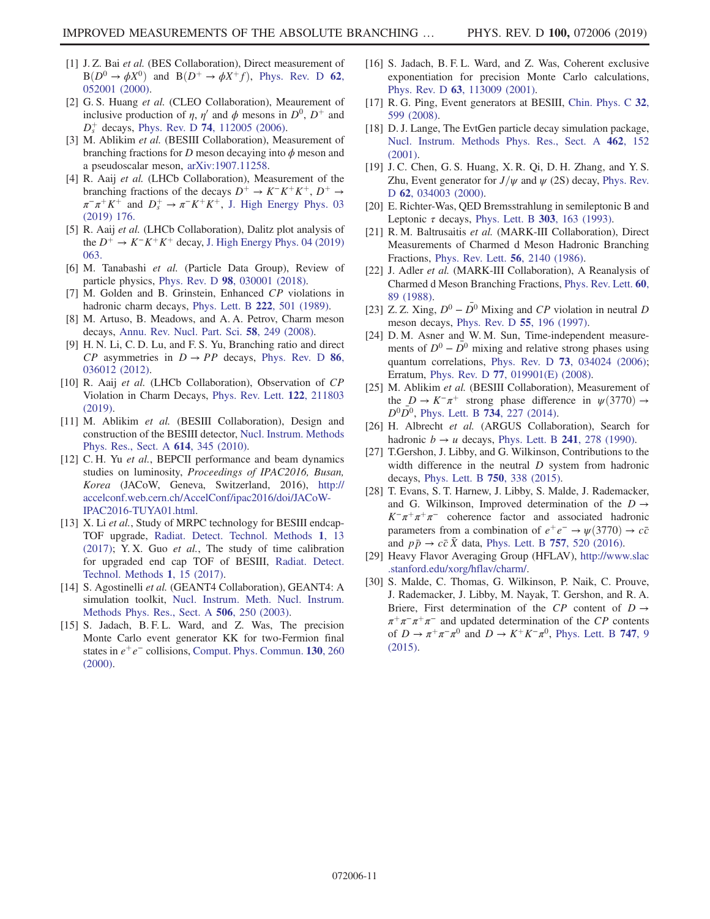[1] J. Z. Bai *et al.* (BES Collaboration), Direct measurement of $B(D^0 \to \phi X^0)$ and $B(D^+ \to \phi X^+ f)$, Phys. Rev. D **62**, 052001 (2000).

[2] G. S. Huang *et al.* (CLEO Collaboration), Meaurement of inclusive production of $\eta$, $\eta'$ and $\phi$ mesons in $D^0$, $D^+$ and $D_s^+$ decays, Phys. Rev. D **74**, 112005 (2006).

[3] M. Ablikim *et al.* (BESIII Collaboration), Measurement of branching fractions for $D$ meson decaying into $\phi$ meson and a pseudoscalar meson, arXiv:1907.11258.

[4] R. Aaij *et al.* (LHCb Collaboration), Measurement of the branching fractions of the decays $D^+ \to K^-K^+K^+$, $D^+ \to \pi^-\pi^+K^+$ and $D_s^+ \to \pi^-K^+K^+$, J. High Energy Phys. 03 (2019) 176.

[5] R. Aaij *et al.* (LHCb Collaboration), Dalitz plot analysis of the $D^+ \to K^-K^+K^+$ decay, J. High Energy Phys. 04 (2019) 063.

[6] M. Tanabashi *et al.* (Particle Data Group), Review of particle physics, Phys. Rev. D **98**, 030001 (2018).

[7] M. Golden and B. Grinstein, Enhanced *CP* violations in hadronic charm decays, Phys. Lett. B **222**, 501 (1989).

[8] M. Artuso, B. Meadows, and A. A. Petrov, Charm meson decays, Annu. Rev. Nucl. Part. Sci. **58**, 249 (2008).

[9] H. N. Li, C. D. Lu, and F. S. Yu, Branching ratio and direct *CP* asymmetries in $D \to PP$ decays, Phys. Rev. D **86**, 036012 (2012).

[10] R. Aaij *et al.* (LHCb Collaboration), Observation of *CP* Violation in Charm Decays, Phys. Rev. Lett. **122**, 211803 (2019).

[11] M. Ablikim *et al.* (BESIII Collaboration), Design and construction of the BESIII detector, Nucl. Instrum. Methods Phys. Res., Sect. A **614**, 345 (2010).

[12] C. H. Yu *et al.*, BEPCII performance and beam dynamics studies on luminosity, *Proceedings of IPAC2016, Busan, Korea* (JACoW, Geneva, Switzerland, 2016), http://accelconf.web.cern.ch/AccelConf/ipac2016/doi/JACoW-IPAC2016-TUYA01.html.

[13] X. Li *et al.*, Study of MRPC technology for BESIII endcap-TOF upgrade, Radiat. Detect. Technol. Methods **1**, 13 (2017); Y. X. Guo *et al.*, The study of time calibration for upgraded end cap TOF of BESIII, Radiat. Detect. Technol. Methods **1**, 15 (2017).

[14] S. Agostinelli *et al.* (GEANT4 Collaboration), GEANT4: A simulation toolkit, Nucl. Instrum. Meth. Nucl. Instrum. Methods Phys. Res., Sect. A **506**, 250 (2003).

[15] S. Jadach, B. F. L. Ward, and Z. Was, The precision Monte Carlo event generator KK for two-Fermion final states in $e^+e^-$ collisions, Comput. Phys. Commun. **130**, 260 (2000).

[16] S. Jadach, B. F. L. Ward, and Z. Was, Coherent exclusive exponentiation for precision Monte Carlo calculations, Phys. Rev. D **63**, 113009 (2001).

[17] R. G. Ping, Event generators at BESIII, Chin. Phys. C **32**, 599 (2008).

[18] D. J. Lange, The EvtGen particle decay simulation package, Nucl. Instrum. Methods Phys. Res., Sect. A **462**, 152 (2001).

[19] J. C. Chen, G. S. Huang, X. R. Qi, D. H. Zhang, and Y. S. Zhu, Event generator for $J/\psi$ and $\psi$ (2S) decay, Phys. Rev. D **62**, 034003 (2000).

[20] E. Richter-Was, QED Bremsstrahlung in semileptonic B and Leptonic $\tau$ decays, Phys. Lett. B **303**, 163 (1993).

[21] R. M. Baltrusaitis *et al.* (MARK-III Collaboration), Direct Measurements of Charmed d Meson Hadronic Branching Fractions, Phys. Rev. Lett. **56**, 2140 (1986).

[22] J. Adler *et al.* (MARK-III Collaboration), A Reanalysis of Charmed d Meson Branching Fractions, Phys. Rev. Lett. **60**, 89 (1988).

[23] Z. Z. Xing, $D^0 - \bar{D}^0$ Mixing and *CP* violation in neutral $D$ meson decays, Phys. Rev. D **55**, 196 (1997).

[24] D. M. Asner and W. M. Sun, Time-independent measurements of $D^0 - \bar{D}^0$ mixing and relative strong phases using quantum correlations, Phys. Rev. D **73**, 034024 (2006); Erratum, Phys. Rev. D **77**, 019901(E) (2008).

[25] M. Ablikim *et al.* (BESIII Collaboration), Measurement of the $D \to K^-\pi^+$ strong phase difference in $\psi(3770) \to D^0\bar{D}^0$, Phys. Lett. B **734**, 227 (2014).

[26] H. Albrecht *et al.* (ARGUS Collaboration), Search for hadronic $b \to u$ decays, Phys. Lett. B **241**, 278 (1990).

[27] T.Gershon, J. Libby, and G. Wilkinson, Contributions to the width difference in the neutral $D$ system from hadronic decays, Phys. Lett. B **750**, 338 (2015).

[28] T. Evans, S. T. Harnew, J. Libby, S. Malde, J. Rademacker, and G. Wilkinson, Improved determination of the $D \to K^-\pi^+\pi^+\pi^-$ coherence factor and associated hadronic parameters from a combination of $e^+e^- \to \psi(3770) \to c\bar{c}$ and $p\bar{p} \to c\bar{c}\bar{X}$ data, Phys. Lett. B **757**, 520 (2016).

[29] Heavy Flavor Averaging Group (HFLAV), http://www.slac.stanford.edu/xorg/hflav/charm/.

[30] S. Malde, C. Thomas, G. Wilkinson, P. Naik, C. Prouve, J. Rademacker, J. Libby, M. Nayak, T. Gershon, and R. A. Briere, First determination of the *CP* content of $D \to \pi^+\pi^-\pi^+\pi^-$ and updated determination of the *CP* contents of $D \to \pi^+\pi^-\pi^0$ and $D \to K^+K^-\pi^0$, Phys. Lett. B **747**, 9 (2015).